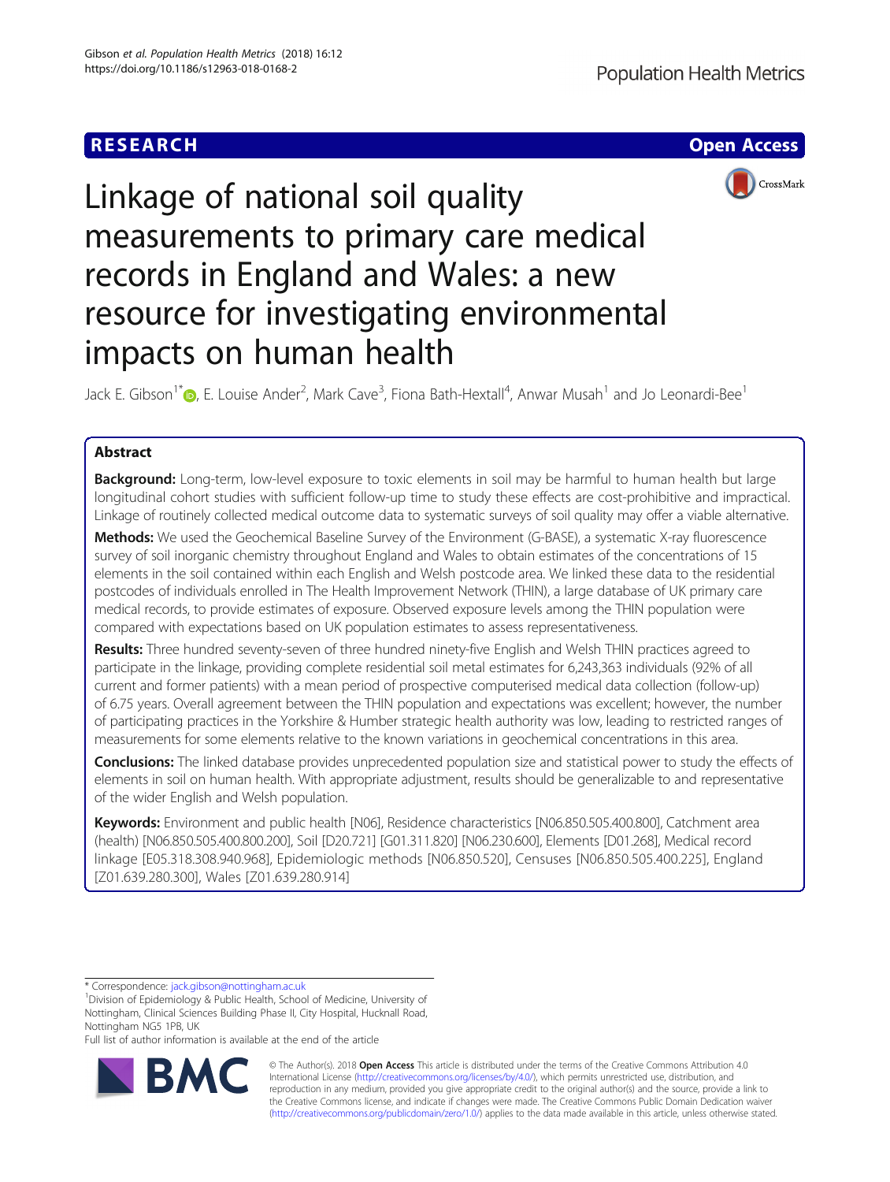**RESEARCH** **Open Access**

# Linkage of national soil quality measurements to primary care medical records in England and Wales: a new resource for investigating environmental impacts on human health

Jack E. Gibson[1*], E. Louise Ander[2], Mark Cave[3], Fiona Bath-Hextall[4], Anwar Musah[1] and Jo Leonardi-Bee[1]

## Abstract

**Background:** Long-term, low-level exposure to toxic elements in soil may be harmful to human health but large longitudinal cohort studies with sufficient follow-up time to study these effects are cost-prohibitive and impractical. Linkage of routinely collected medical outcome data to systematic surveys of soil quality may offer a viable alternative.

**Methods:** We used the Geochemical Baseline Survey of the Environment (G-BASE), a systematic X-ray fluorescence survey of soil inorganic chemistry throughout England and Wales to obtain estimates of the concentrations of 15 elements in the soil contained within each English and Welsh postcode area. We linked these data to the residential postcodes of individuals enrolled in The Health Improvement Network (THIN), a large database of UK primary care medical records, to provide estimates of exposure. Observed exposure levels among the THIN population were compared with expectations based on UK population estimates to assess representativeness.

**Results:** Three hundred seventy-seven of three hundred ninety-five English and Welsh THIN practices agreed to participate in the linkage, providing complete residential soil metal estimates for 6,243,363 individuals (92% of all current and former patients) with a mean period of prospective computerised medical data collection (follow-up) of 6.75 years. Overall agreement between the THIN population and expectations was excellent; however, the number of participating practices in the Yorkshire & Humber strategic health authority was low, leading to restricted ranges of measurements for some elements relative to the known variations in geochemical concentrations in this area.

**Conclusions:** The linked database provides unprecedented population size and statistical power to study the effects of elements in soil on human health. With appropriate adjustment, results should be generalizable to and representative of the wider English and Welsh population.

**Keywords:** Environment and public health [N06], Residence characteristics [N06.850.505.400.800], Catchment area (health) [N06.850.505.400.800.200], Soil [D20.721] [G01.311.820] [N06.230.600], Elements [D01.268], Medical record linkage [E05.318.308.940.968], Epidemiologic methods [N06.850.520], Censuses [N06.850.505.400.225], England [Z01.639.280.300], Wales [Z01.639.280.914]

\* Correspondence: jack.gibson@nottingham.ac.uk

[1]Division of Epidemiology & Public Health, School of Medicine, University of Nottingham, Clinical Sciences Building Phase II, City Hospital, Hucknall Road, Nottingham NG5 1PB, UK

Full list of author information is available at the end of the article

© The Author(s). 2018 **Open Access** This article is distributed under the terms of the Creative Commons Attribution 4.0 International License (http://creativecommons.org/licenses/by/4.0/), which permits unrestricted use, distribution, and reproduction in any medium, provided you give appropriate credit to the original author(s) and the source, provide a link to the Creative Commons license, and indicate if changes were made. The Creative Commons Public Domain Dedication waiver (http://creativecommons.org/publicdomain/zero/1.0/) applies to the data made available in this article, unless otherwise stated.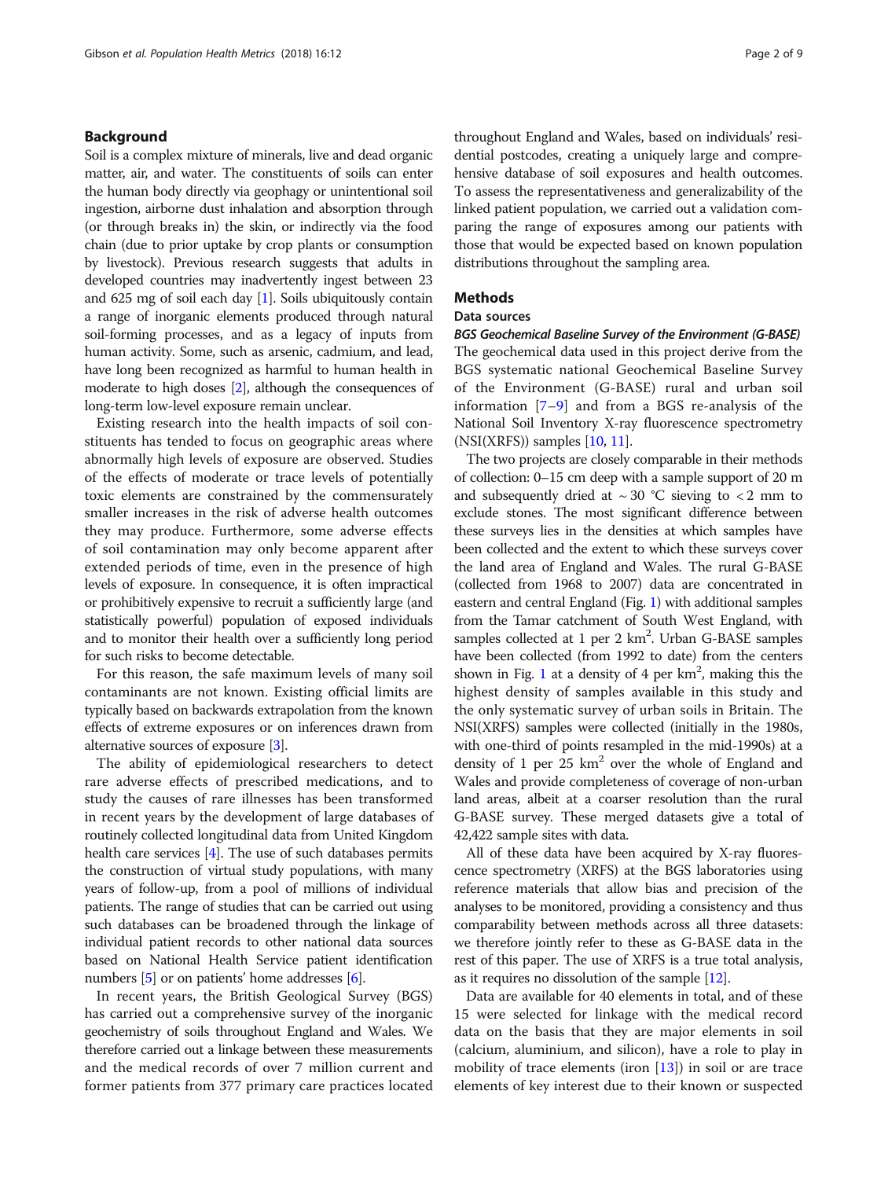## Background

Soil is a complex mixture of minerals, live and dead organic matter, air, and water. The constituents of soils can enter the human body directly via geophagy or unintentional soil ingestion, airborne dust inhalation and absorption through (or through breaks in) the skin, or indirectly via the food chain (due to prior uptake by crop plants or consumption by livestock). Previous research suggests that adults in developed countries may inadvertently ingest between 23 and 625 mg of soil each day [1]. Soils ubiquitously contain a range of inorganic elements produced through natural soil-forming processes, and as a legacy of inputs from human activity. Some, such as arsenic, cadmium, and lead, have long been recognized as harmful to human health in moderate to high doses [2], although the consequences of long-term low-level exposure remain unclear.

Existing research into the health impacts of soil constituents has tended to focus on geographic areas where abnormally high levels of exposure are observed. Studies of the effects of moderate or trace levels of potentially toxic elements are constrained by the commensurately smaller increases in the risk of adverse health outcomes they may produce. Furthermore, some adverse effects of soil contamination may only become apparent after extended periods of time, even in the presence of high levels of exposure. In consequence, it is often impractical or prohibitively expensive to recruit a sufficiently large (and statistically powerful) population of exposed individuals and to monitor their health over a sufficiently long period for such risks to become detectable.

For this reason, the safe maximum levels of many soil contaminants are not known. Existing official limits are typically based on backwards extrapolation from the known effects of extreme exposures or on inferences drawn from alternative sources of exposure [3].

The ability of epidemiological researchers to detect rare adverse effects of prescribed medications, and to study the causes of rare illnesses has been transformed in recent years by the development of large databases of routinely collected longitudinal data from United Kingdom health care services [4]. The use of such databases permits the construction of virtual study populations, with many years of follow-up, from a pool of millions of individual patients. The range of studies that can be carried out using such databases can be broadened through the linkage of individual patient records to other national data sources based on National Health Service patient identification numbers [5] or on patients' home addresses [6].

In recent years, the British Geological Survey (BGS) has carried out a comprehensive survey of the inorganic geochemistry of soils throughout England and Wales. We therefore carried out a linkage between these measurements and the medical records of over 7 million current and former patients from 377 primary care practices located throughout England and Wales, based on individuals' residential postcodes, creating a uniquely large and comprehensive database of soil exposures and health outcomes. To assess the representativeness and generalizability of the linked patient population, we carried out a validation comparing the range of exposures among our patients with those that would be expected based on known population distributions throughout the sampling area.

## Methods

### Data sources

#### *BGS Geochemical Baseline Survey of the Environment (G-BASE)*

The geochemical data used in this project derive from the BGS systematic national Geochemical Baseline Survey of the Environment (G-BASE) rural and urban soil information [7–9] and from a BGS re-analysis of the National Soil Inventory X-ray fluorescence spectrometry (NSI(XRFS)) samples [10, 11].

The two projects are closely comparable in their methods of collection: 0–15 cm deep with a sample support of 20 m and subsequently dried at ~ 30 °C sieving to < 2 mm to exclude stones. The most significant difference between these surveys lies in the densities at which samples have been collected and the extent to which these surveys cover the land area of England and Wales. The rural G-BASE (collected from 1968 to 2007) data are concentrated in eastern and central England (Fig. 1) with additional samples from the Tamar catchment of South West England, with samples collected at 1 per 2 km$^2$. Urban G-BASE samples have been collected (from 1992 to date) from the centers shown in Fig. 1 at a density of 4 per km$^2$, making this the highest density of samples available in this study and the only systematic survey of urban soils in Britain. The NSI(XRFS) samples were collected (initially in the 1980s, with one-third of points resampled in the mid-1990s) at a density of 1 per 25 km$^2$ over the whole of England and Wales and provide completeness of coverage of non-urban land areas, albeit at a coarser resolution than the rural G-BASE survey. These merged datasets give a total of 42,422 sample sites with data.

All of these data have been acquired by X-ray fluorescence spectrometry (XRFS) at the BGS laboratories using reference materials that allow bias and precision of the analyses to be monitored, providing a consistency and thus comparability between methods across all three datasets: we therefore jointly refer to these as G-BASE data in the rest of this paper. The use of XRFS is a true total analysis, as it requires no dissolution of the sample [12].

Data are available for 40 elements in total, and of these 15 were selected for linkage with the medical record data on the basis that they are major elements in soil (calcium, aluminium, and silicon), have a role to play in mobility of trace elements (iron [13]) in soil or are trace elements of key interest due to their known or suspected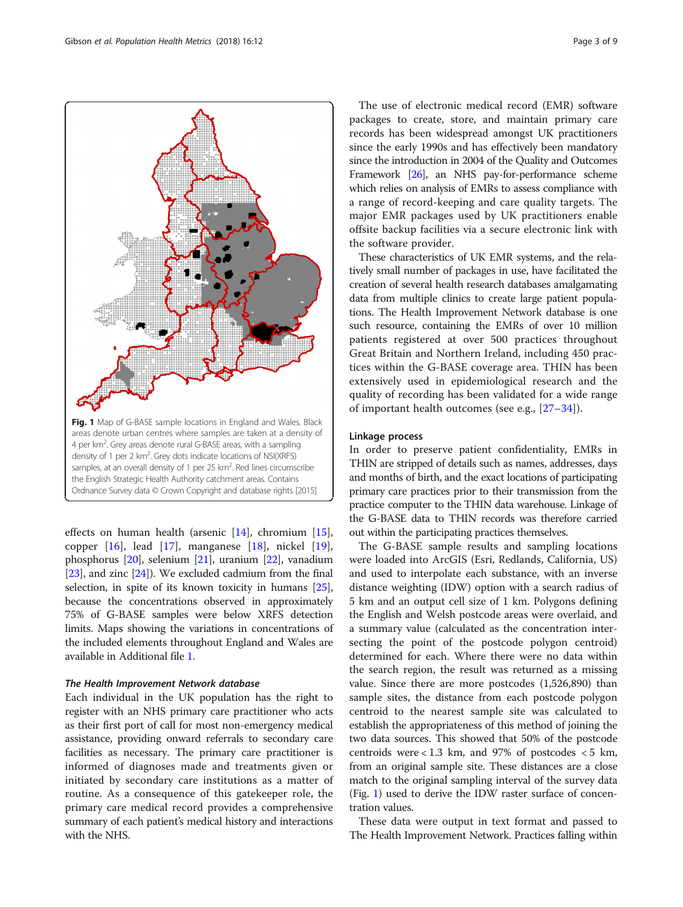Fig. 1 Map of G-BASE sample locations in England and Wales. Black areas denote urban centres where samples are taken at a density of 4 per km$^2$. Grey areas denote rural G-BASE areas, with a sampling density of 1 per 2 km$^2$. Grey dots indicate locations of NSI(XRFS) samples, at an overall density of 1 per 25 km$^2$. Red lines circumscribe the English Strategic Health Authority catchment areas. Contains Ordnance Survey data © Crown Copyright and database rights [2015]

effects on human health (arsenic [14], chromium [15], copper [16], lead [17], manganese [18], nickel [19], phosphorus [20], selenium [21], uranium [22], vanadium [23], and zinc [24]). We excluded cadmium from the final selection, in spite of its known toxicity in humans [25], because the concentrations observed in approximately 75% of G-BASE samples were below XRFS detection limits. Maps showing the variations in concentrations of the included elements throughout England and Wales are available in Additional file 1.

### *The Health Improvement Network database*

Each individual in the UK population has the right to register with an NHS primary care practitioner who acts as their first port of call for most non-emergency medical assistance, providing onward referrals to secondary care facilities as necessary. The primary care practitioner is informed of diagnoses made and treatments given or initiated by secondary care institutions as a matter of routine. As a consequence of this gatekeeper role, the primary care medical record provides a comprehensive summary of each patient's medical history and interactions with the NHS.

The use of electronic medical record (EMR) software packages to create, store, and maintain primary care records has been widespread amongst UK practitioners since the early 1990s and has effectively been mandatory since the introduction in 2004 of the Quality and Outcomes Framework [26], an NHS pay-for-performance scheme which relies on analysis of EMRs to assess compliance with a range of record-keeping and care quality targets. The major EMR packages used by UK practitioners enable offsite backup facilities via a secure electronic link with the software provider.

These characteristics of UK EMR systems, and the relatively small number of packages in use, have facilitated the creation of several health research databases amalgamating data from multiple clinics to create large patient populations. The Health Improvement Network database is one such resource, containing the EMRs of over 10 million patients registered at over 500 practices throughout Great Britain and Northern Ireland, including 450 practices within the G-BASE coverage area. THIN has been extensively used in epidemiological research and the quality of recording has been validated for a wide range of important health outcomes (see e.g., [27–34]).

### Linkage process

In order to preserve patient confidentiality, EMRs in THIN are stripped of details such as names, addresses, days and months of birth, and the exact locations of participating primary care practices prior to their transmission from the practice computer to the THIN data warehouse. Linkage of the G-BASE data to THIN records was therefore carried out within the participating practices themselves.

The G-BASE sample results and sampling locations were loaded into ArcGIS (Esri, Redlands, California, US) and used to interpolate each substance, with an inverse distance weighting (IDW) option with a search radius of 5 km and an output cell size of 1 km. Polygons defining the English and Welsh postcode areas were overlaid, and a summary value (calculated as the concentration intersecting the point of the postcode polygon centroid) determined for each. Where there were no data within the search region, the result was returned as a missing value. Since there are more postcodes (1,526,890) than sample sites, the distance from each postcode polygon centroid to the nearest sample site was calculated to establish the appropriateness of this method of joining the two data sources. This showed that 50% of the postcode centroids were < 1.3 km, and 97% of postcodes < 5 km, from an original sample site. These distances are a close match to the original sampling interval of the survey data (Fig. 1) used to derive the IDW raster surface of concentration values.

These data were output in text format and passed to The Health Improvement Network. Practices falling within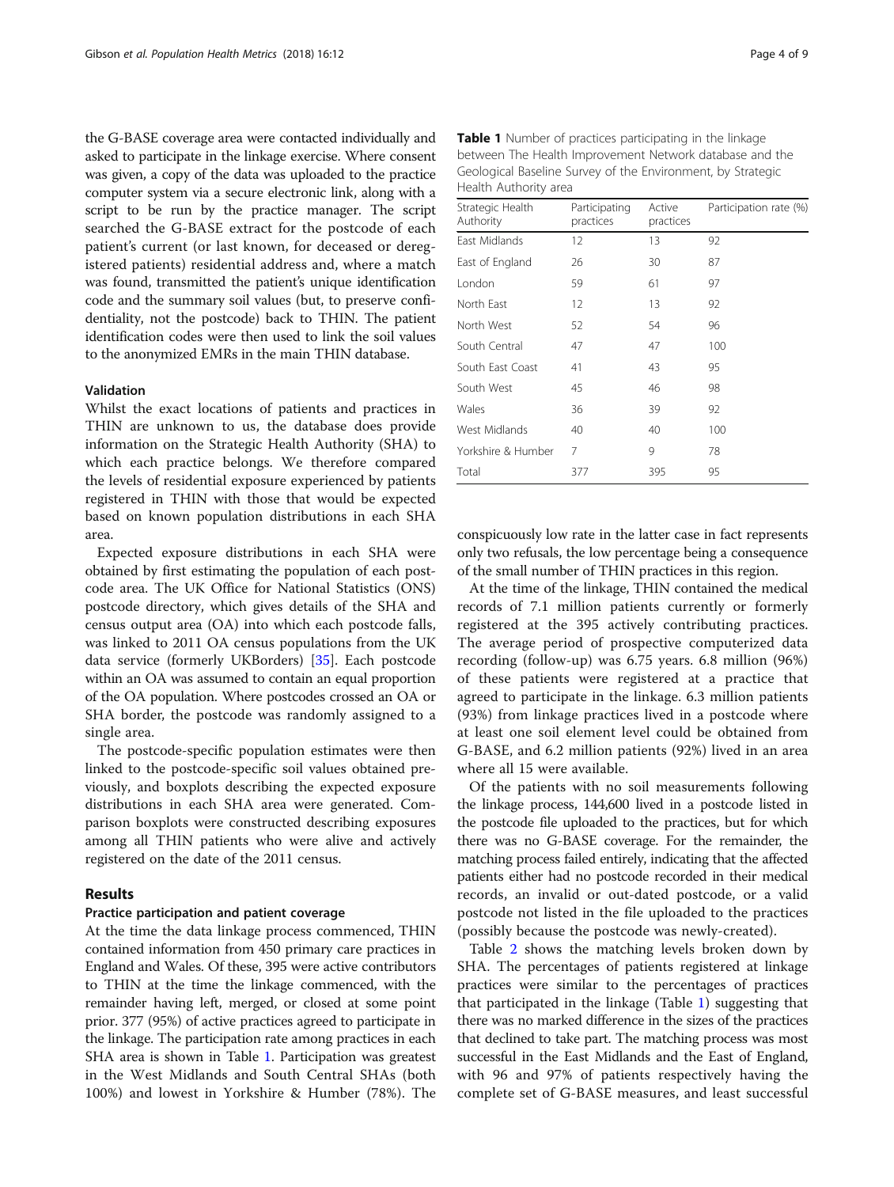the G-BASE coverage area were contacted individually and asked to participate in the linkage exercise. Where consent was given, a copy of the data was uploaded to the practice computer system via a secure electronic link, along with a script to be run by the practice manager. The script searched the G-BASE extract for the postcode of each patient's current (or last known, for deceased or deregistered patients) residential address and, where a match was found, transmitted the patient's unique identification code and the summary soil values (but, to preserve confidentiality, not the postcode) back to THIN. The patient identification codes were then used to link the soil values to the anonymized EMRs in the main THIN database.

### Validation

Whilst the exact locations of patients and practices in THIN are unknown to us, the database does provide information on the Strategic Health Authority (SHA) to which each practice belongs. We therefore compared the levels of residential exposure experienced by patients registered in THIN with those that would be expected based on known population distributions in each SHA area.

Expected exposure distributions in each SHA were obtained by first estimating the population of each postcode area. The UK Office for National Statistics (ONS) postcode directory, which gives details of the SHA and census output area (OA) into which each postcode falls, was linked to 2011 OA census populations from the UK data service (formerly UKBorders) [35]. Each postcode within an OA was assumed to contain an equal proportion of the OA population. Where postcodes crossed an OA or SHA border, the postcode was randomly assigned to a single area.

The postcode-specific population estimates were then linked to the postcode-specific soil values obtained previously, and boxplots describing the expected exposure distributions in each SHA area were generated. Comparison boxplots were constructed describing exposures among all THIN patients who were alive and actively registered on the date of the 2011 census.

## Results

### Practice participation and patient coverage

At the time the data linkage process commenced, THIN contained information from 450 primary care practices in England and Wales. Of these, 395 were active contributors to THIN at the time the linkage commenced, with the remainder having left, merged, or closed at some point prior. 377 (95%) of active practices agreed to participate in the linkage. The participation rate among practices in each SHA area is shown in Table 1. Participation was greatest in the West Midlands and South Central SHAs (both 100%) and lowest in Yorkshire & Humber (78%). The conspicuously low rate in the latter case in fact represents only two refusals, the low percentage being a consequence of the small number of THIN practices in this region.

**Table 1** Number of practices participating in the linkage between The Health Improvement Network database and the Geological Baseline Survey of the Environment, by Strategic Health Authority area

| Strategic Health Authority | Participating practices | Active practices | Participation rate (%) |
|---|---|---|---|
| East Midlands | 12 | 13 | 92 |
| East of England | 26 | 30 | 87 |
| London | 59 | 61 | 97 |
| North East | 12 | 13 | 92 |
| North West | 52 | 54 | 96 |
| South Central | 47 | 47 | 100 |
| South East Coast | 41 | 43 | 95 |
| South West | 45 | 46 | 98 |
| Wales | 36 | 39 | 92 |
| West Midlands | 40 | 40 | 100 |
| Yorkshire & Humber | 7 | 9 | 78 |
| Total | 377 | 395 | 95 |

At the time of the linkage, THIN contained the medical records of 7.1 million patients currently or formerly registered at the 395 actively contributing practices. The average period of prospective computerized data recording (follow-up) was 6.75 years. 6.8 million (96%) of these patients were registered at a practice that agreed to participate in the linkage. 6.3 million patients (93%) from linkage practices lived in a postcode where at least one soil element level could be obtained from G-BASE, and 6.2 million patients (92%) lived in an area where all 15 were available.

Of the patients with no soil measurements following the linkage process, 144,600 lived in a postcode listed in the postcode file uploaded to the practices, but for which there was no G-BASE coverage. For the remainder, the matching process failed entirely, indicating that the affected patients either had no postcode recorded in their medical records, an invalid or out-dated postcode, or a valid postcode not listed in the file uploaded to the practices (possibly because the postcode was newly-created).

Table 2 shows the matching levels broken down by SHA. The percentages of patients registered at linkage practices were similar to the percentages of practices that participated in the linkage (Table 1) suggesting that there was no marked difference in the sizes of the practices that declined to take part. The matching process was most successful in the East Midlands and the East of England, with 96 and 97% of patients respectively having the complete set of G-BASE measures, and least successful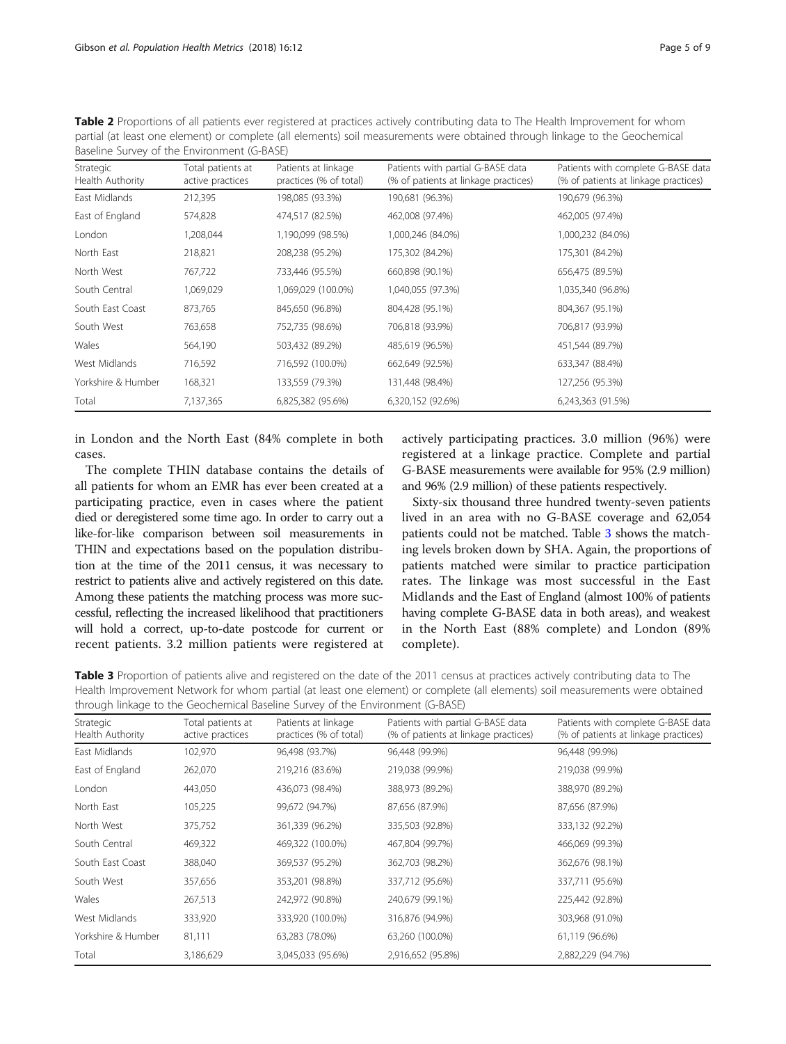**Table 2** Proportions of all patients ever registered at practices actively contributing data to The Health Improvement for whom partial (at least one element) or complete (all elements) soil measurements were obtained through linkage to the Geochemical Baseline Survey of the Environment (G-BASE)

| Strategic Health Authority | Total patients at active practices | Patients at linkage practices (% of total) | Patients with partial G-BASE data (% of patients at linkage practices) | Patients with complete G-BASE data (% of patients at linkage practices) |
|---|---|---|---|---|
| East Midlands | 212,395 | 198,085 (93.3%) | 190,681 (96.3%) | 190,679 (96.3%) |
| East of England | 574,828 | 474,517 (82.5%) | 462,008 (97.4%) | 462,005 (97.4%) |
| London | 1,208,044 | 1,190,099 (98.5%) | 1,000,246 (84.0%) | 1,000,232 (84.0%) |
| North East | 218,821 | 208,238 (95.2%) | 175,302 (84.2%) | 175,301 (84.2%) |
| North West | 767,722 | 733,446 (95.5%) | 660,898 (90.1%) | 656,475 (89.5%) |
| South Central | 1,069,029 | 1,069,029 (100.0%) | 1,040,055 (97.3%) | 1,035,340 (96.8%) |
| South East Coast | 873,765 | 845,650 (96.8%) | 804,428 (95.1%) | 804,367 (95.1%) |
| South West | 763,658 | 752,735 (98.6%) | 706,818 (93.9%) | 706,817 (93.9%) |
| Wales | 564,190 | 503,432 (89.2%) | 485,619 (96.5%) | 451,544 (89.7%) |
| West Midlands | 716,592 | 716,592 (100.0%) | 662,649 (92.5%) | 633,347 (88.4%) |
| Yorkshire & Humber | 168,321 | 133,559 (79.3%) | 131,448 (98.4%) | 127,256 (95.3%) |
| Total | 7,137,365 | 6,825,382 (95.6%) | 6,320,152 (92.6%) | 6,243,363 (91.5%) |

in London and the North East (84% complete in both cases.

The complete THIN database contains the details of all patients for whom an EMR has ever been created at a participating practice, even in cases where the patient died or deregistered some time ago. In order to carry out a like-for-like comparison between soil measurements in THIN and expectations based on the population distribution at the time of the 2011 census, it was necessary to restrict to patients alive and actively registered on this date. Among these patients the matching process was more successful, reflecting the increased likelihood that practitioners will hold a correct, up-to-date postcode for current or recent patients. 3.2 million patients were registered at actively participating practices. 3.0 million (96%) were registered at a linkage practice. Complete and partial G-BASE measurements were available for 95% (2.9 million) and 96% (2.9 million) of these patients respectively.

Sixty-six thousand three hundred twenty-seven patients lived in an area with no G-BASE coverage and 62,054 patients could not be matched. Table 3 shows the matching levels broken down by SHA. Again, the proportions of patients matched were similar to practice participation rates. The linkage was most successful in the East Midlands and the East of England (almost 100% of patients having complete G-BASE data in both areas), and weakest in the North East (88% complete) and London (89% complete).

**Table 3** Proportion of patients alive and registered on the date of the 2011 census at practices actively contributing data to The Health Improvement Network for whom partial (at least one element) or complete (all elements) soil measurements were obtained through linkage to the Geochemical Baseline Survey of the Environment (G-BASE)

| Strategic Health Authority | Total patients at active practices | Patients at linkage practices (% of total) | Patients with partial G-BASE data (% of patients at linkage practices) | Patients with complete G-BASE data (% of patients at linkage practices) |
|---|---|---|---|---|
| East Midlands | 102,970 | 96,498 (93.7%) | 96,448 (99.9%) | 96,448 (99.9%) |
| East of England | 262,070 | 219,216 (83.6%) | 219,038 (99.9%) | 219,038 (99.9%) |
| London | 443,050 | 436,073 (98.4%) | 388,973 (89.2%) | 388,970 (89.2%) |
| North East | 105,225 | 99,672 (94.7%) | 87,656 (87.9%) | 87,656 (87.9%) |
| North West | 375,752 | 361,339 (96.2%) | 335,503 (92.8%) | 333,132 (92.2%) |
| South Central | 469,322 | 469,322 (100.0%) | 467,804 (99.7%) | 466,069 (99.3%) |
| South East Coast | 388,040 | 369,537 (95.2%) | 362,703 (98.2%) | 362,676 (98.1%) |
| South West | 357,656 | 353,201 (98.8%) | 337,712 (95.6%) | 337,711 (95.6%) |
| Wales | 267,513 | 242,972 (90.8%) | 240,679 (99.1%) | 225,442 (92.8%) |
| West Midlands | 333,920 | 333,920 (100.0%) | 316,876 (94.9%) | 303,968 (91.0%) |
| Yorkshire & Humber | 81,111 | 63,283 (78.0%) | 63,260 (100.0%) | 61,119 (96.6%) |
| Total | 3,186,629 | 3,045,033 (95.6%) | 2,916,652 (95.8%) | 2,882,229 (94.7%) |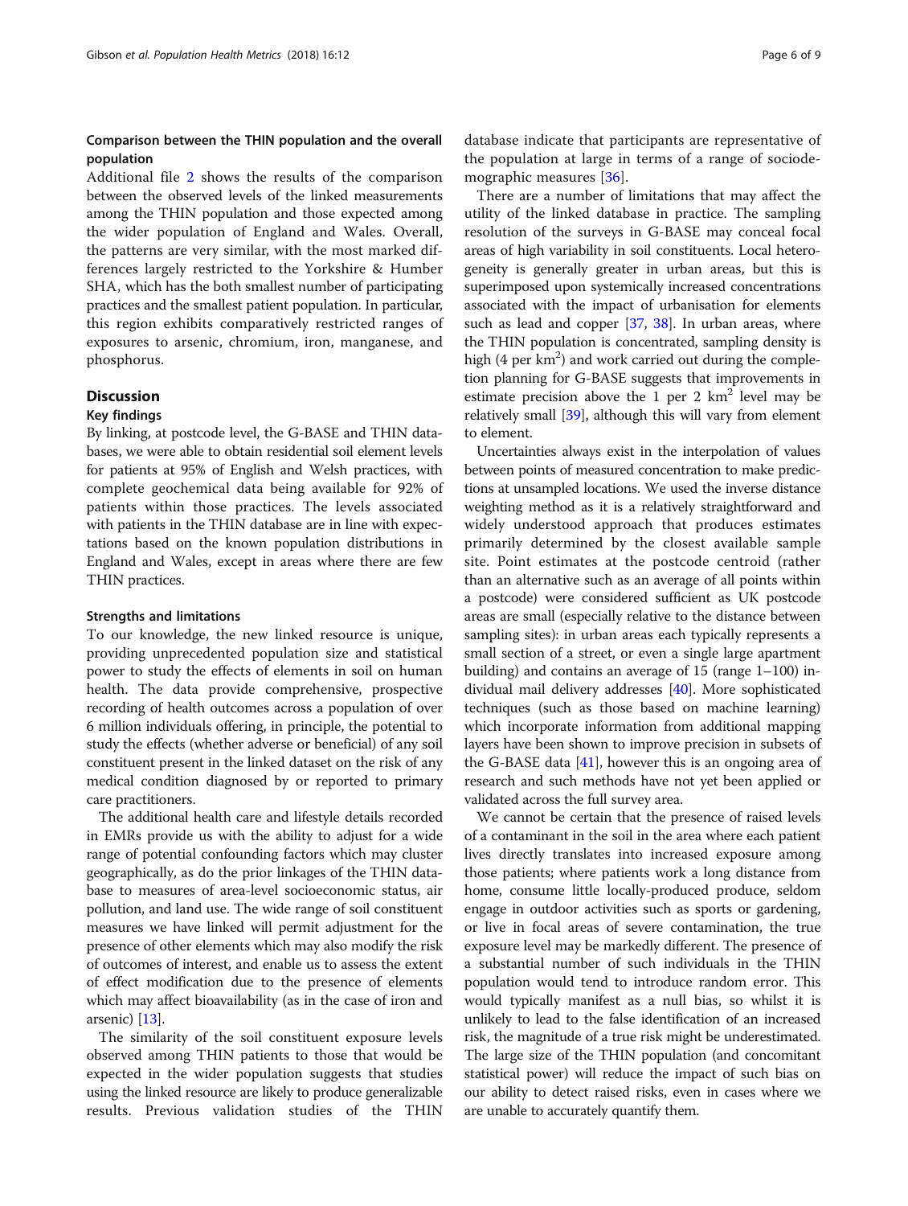### Comparison between the THIN population and the overall population

Additional file 2 shows the results of the comparison between the observed levels of the linked measurements among the THIN population and those expected among the wider population of England and Wales. Overall, the patterns are very similar, with the most marked differences largely restricted to the Yorkshire & Humber SHA, which has the both smallest number of participating practices and the smallest patient population. In particular, this region exhibits comparatively restricted ranges of exposures to arsenic, chromium, iron, manganese, and phosphorus.

## Discussion

### Key findings

By linking, at postcode level, the G-BASE and THIN databases, we were able to obtain residential soil element levels for patients at 95% of English and Welsh practices, with complete geochemical data being available for 92% of patients within those practices. The levels associated with patients in the THIN database are in line with expectations based on the known population distributions in England and Wales, except in areas where there are few THIN practices.

### Strengths and limitations

To our knowledge, the new linked resource is unique, providing unprecedented population size and statistical power to study the effects of elements in soil on human health. The data provide comprehensive, prospective recording of health outcomes across a population of over 6 million individuals offering, in principle, the potential to study the effects (whether adverse or beneficial) of any soil constituent present in the linked dataset on the risk of any medical condition diagnosed by or reported to primary care practitioners.

The additional health care and lifestyle details recorded in EMRs provide us with the ability to adjust for a wide range of potential confounding factors which may cluster geographically, as do the prior linkages of the THIN database to measures of area-level socioeconomic status, air pollution, and land use. The wide range of soil constituent measures we have linked will permit adjustment for the presence of other elements which may also modify the risk of outcomes of interest, and enable us to assess the extent of effect modification due to the presence of elements which may affect bioavailability (as in the case of iron and arsenic) [13].

The similarity of the soil constituent exposure levels observed among THIN patients to those that would be expected in the wider population suggests that studies using the linked resource are likely to produce generalizable results. Previous validation studies of the THIN database indicate that participants are representative of the population at large in terms of a range of sociodemographic measures [36].

There are a number of limitations that may affect the utility of the linked database in practice. The sampling resolution of the surveys in G-BASE may conceal focal areas of high variability in soil constituents. Local heterogeneity is generally greater in urban areas, but this is superimposed upon systemically increased concentrations associated with the impact of urbanisation for elements such as lead and copper [37, 38]. In urban areas, where the THIN population is concentrated, sampling density is high (4 per km$^2$) and work carried out during the completion planning for G-BASE suggests that improvements in estimate precision above the 1 per 2 km$^2$ level may be relatively small [39], although this will vary from element to element.

Uncertainties always exist in the interpolation of values between points of measured concentration to make predictions at unsampled locations. We used the inverse distance weighting method as it is a relatively straightforward and widely understood approach that produces estimates primarily determined by the closest available sample site. Point estimates at the postcode centroid (rather than an alternative such as an average of all points within a postcode) were considered sufficient as UK postcode areas are small (especially relative to the distance between sampling sites): in urban areas each typically represents a small section of a street, or even a single large apartment building) and contains an average of 15 (range 1–100) individual mail delivery addresses [40]. More sophisticated techniques (such as those based on machine learning) which incorporate information from additional mapping layers have been shown to improve precision in subsets of the G-BASE data [41], however this is an ongoing area of research and such methods have not yet been applied or validated across the full survey area.

We cannot be certain that the presence of raised levels of a contaminant in the soil in the area where each patient lives directly translates into increased exposure among those patients; where patients work a long distance from home, consume little locally-produced produce, seldom engage in outdoor activities such as sports or gardening, or live in focal areas of severe contamination, the true exposure level may be markedly different. The presence of a substantial number of such individuals in the THIN population would tend to introduce random error. This would typically manifest as a null bias, so whilst it is unlikely to lead to the false identification of an increased risk, the magnitude of a true risk might be underestimated. The large size of the THIN population (and concomitant statistical power) will reduce the impact of such bias on our ability to detect raised risks, even in cases where we are unable to accurately quantify them.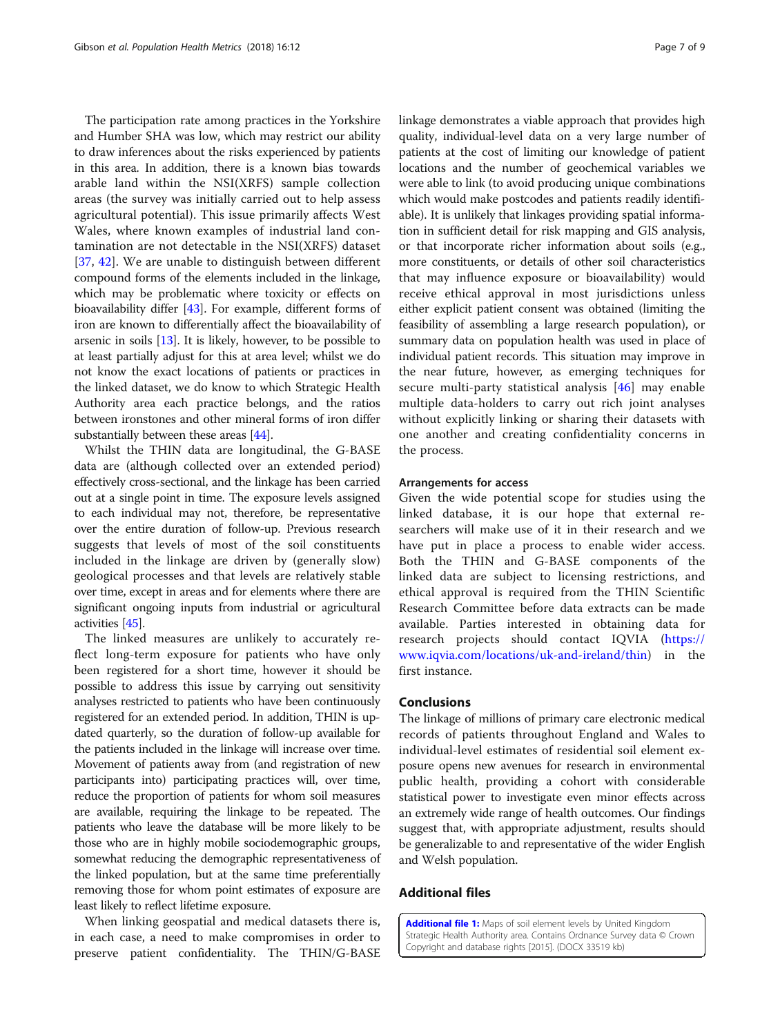The participation rate among practices in the Yorkshire and Humber SHA was low, which may restrict our ability to draw inferences about the risks experienced by patients in this area. In addition, there is a known bias towards arable land within the NSI(XRFS) sample collection areas (the survey was initially carried out to help assess agricultural potential). This issue primarily affects West Wales, where known examples of industrial land contamination are not detectable in the NSI(XRFS) dataset [37, 42]. We are unable to distinguish between different compound forms of the elements included in the linkage, which may be problematic where toxicity or effects on bioavailability differ [43]. For example, different forms of iron are known to differentially affect the bioavailability of arsenic in soils [13]. It is likely, however, to be possible to at least partially adjust for this at area level; whilst we do not know the exact locations of patients or practices in the linked dataset, we do know to which Strategic Health Authority area each practice belongs, and the ratios between ironstones and other mineral forms of iron differ substantially between these areas [44].

Whilst the THIN data are longitudinal, the G-BASE data are (although collected over an extended period) effectively cross-sectional, and the linkage has been carried out at a single point in time. The exposure levels assigned to each individual may not, therefore, be representative over the entire duration of follow-up. Previous research suggests that levels of most of the soil constituents included in the linkage are driven by (generally slow) geological processes and that levels are relatively stable over time, except in areas and for elements where there are significant ongoing inputs from industrial or agricultural activities [45].

The linked measures are unlikely to accurately reflect long-term exposure for patients who have only been registered for a short time, however it should be possible to address this issue by carrying out sensitivity analyses restricted to patients who have been continuously registered for an extended period. In addition, THIN is updated quarterly, so the duration of follow-up available for the patients included in the linkage will increase over time. Movement of patients away from (and registration of new participants into) participating practices will, over time, reduce the proportion of patients for whom soil measures are available, requiring the linkage to be repeated. The patients who leave the database will be more likely to be those who are in highly mobile sociodemographic groups, somewhat reducing the demographic representativeness of the linked population, but at the same time preferentially removing those for whom point estimates of exposure are least likely to reflect lifetime exposure.

When linking geospatial and medical datasets there is, in each case, a need to make compromises in order to preserve patient confidentiality. The THIN/G-BASE linkage demonstrates a viable approach that provides high quality, individual-level data on a very large number of patients at the cost of limiting our knowledge of patient locations and the number of geochemical variables we were able to link (to avoid producing unique combinations which would make postcodes and patients readily identifiable). It is unlikely that linkages providing spatial information in sufficient detail for risk mapping and GIS analysis, or that incorporate richer information about soils (e.g., more constituents, or details of other soil characteristics that may influence exposure or bioavailability) would receive ethical approval in most jurisdictions unless either explicit patient consent was obtained (limiting the feasibility of assembling a large research population), or summary data on population health was used in place of individual patient records. This situation may improve in the near future, however, as emerging techniques for secure multi-party statistical analysis [46] may enable multiple data-holders to carry out rich joint analyses without explicitly linking or sharing their datasets with one another and creating confidentiality concerns in the process.

### Arrangements for access

Given the wide potential scope for studies using the linked database, it is our hope that external researchers will make use of it in their research and we have put in place a process to enable wider access. Both the THIN and G-BASE components of the linked data are subject to licensing restrictions, and ethical approval is required from the THIN Scientific Research Committee before data extracts can be made available. Parties interested in obtaining data for research projects should contact IQVIA (https://www.iqvia.com/locations/uk-and-ireland/thin) in the first instance.

## Conclusions

The linkage of millions of primary care electronic medical records of patients throughout England and Wales to individual-level estimates of residential soil element exposure opens new avenues for research in environmental public health, providing a cohort with considerable statistical power to investigate even minor effects across an extremely wide range of health outcomes. Our findings suggest that, with appropriate adjustment, results should be generalizable to and representative of the wider English and Welsh population.

## Additional files

**Additional file 1:** Maps of soil element levels by United Kingdom Strategic Health Authority area. Contains Ordnance Survey data © Crown Copyright and database rights [2015]. (DOCX 33519 kb)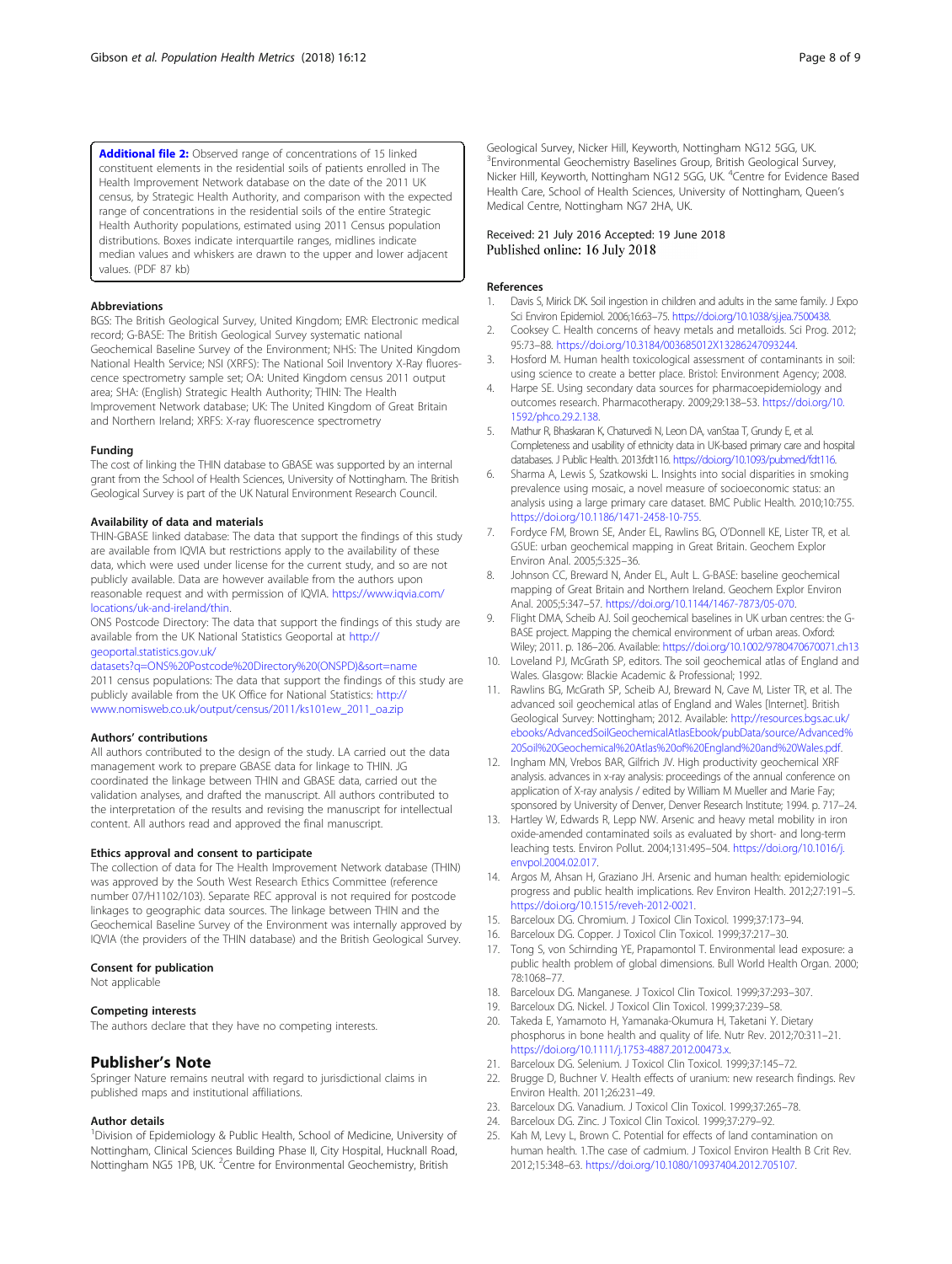**Additional file 2:** Observed range of concentrations of 15 linked constituent elements in the residential soils of patients enrolled in The Health Improvement Network database on the date of the 2011 UK census, by Strategic Health Authority, and comparison with the expected range of concentrations in the residential soils of the entire Strategic Health Authority populations, estimated using 2011 Census population distributions. Boxes indicate interquartile ranges, midlines indicate median values and whiskers are drawn to the upper and lower adjacent values. (PDF 87 kb)

### Abbreviations

BGS: The British Geological Survey, United Kingdom; EMR: Electronic medical record; G-BASE: The British Geological Survey systematic national Geochemical Baseline Survey of the Environment; NHS: The United Kingdom National Health Service; NSI (XRFS): The National Soil Inventory X-Ray fluorescence spectrometry sample set; OA: United Kingdom census 2011 output area; SHA: (English) Strategic Health Authority; THIN: The Health Improvement Network database; UK: The United Kingdom of Great Britain and Northern Ireland; XRFS: X-ray fluorescence spectrometry

### Funding

The cost of linking the THIN database to GBASE was supported by an internal grant from the School of Health Sciences, University of Nottingham. The British Geological Survey is part of the UK Natural Environment Research Council.

### Availability of data and materials

THIN-GBASE linked database: The data that support the findings of this study are available from IQVIA but restrictions apply to the availability of these data, which were used under license for the current study, and so are not publicly available. Data are however available from the authors upon reasonable request and with permission of IQVIA. https://www.iqvia.com/locations/uk-and-ireland/thin.

ONS Postcode Directory: The data that support the findings of this study are available from the UK National Statistics Geoportal at http://geoportal.statistics.gov.uk/datasets?q=ONS%20Postcode%20Directory%20(ONSPD)&sort=name

2011 census populations: The data that support the findings of this study are publicly available from the UK Office for National Statistics: http://www.nomisweb.co.uk/output/census/2011/ks101ew_2011_oa.zip

### Authors' contributions

All authors contributed to the design of the study. LA carried out the data management work to prepare GBASE data for linkage to THIN. JG coordinated the linkage between THIN and GBASE data, carried out the validation analyses, and drafted the manuscript. All authors contributed to the interpretation of the results and revising the manuscript for intellectual content. All authors read and approved the final manuscript.

### Ethics approval and consent to participate

The collection of data for The Health Improvement Network database (THIN) was approved by the South West Research Ethics Committee (reference number 07/H1102/103). Separate REC approval is not required for postcode linkages to geographic data sources. The linkage between THIN and the Geochemical Baseline Survey of the Environment was internally approved by IQVIA (the providers of the THIN database) and the British Geological Survey.

### Consent for publication

Not applicable

### Competing interests

The authors declare that they have no competing interests.

## Publisher's Note

Springer Nature remains neutral with regard to jurisdictional claims in published maps and institutional affiliations.

### Author details

[1]Division of Epidemiology & Public Health, School of Medicine, University of Nottingham, Clinical Sciences Building Phase II, City Hospital, Hucknall Road, Nottingham NG5 1PB, UK. [2]Centre for Environmental Geochemistry, British Geological Survey, Nicker Hill, Keyworth, Nottingham NG12 5GG, UK. [3]Environmental Geochemistry Baselines Group, British Geological Survey, Nicker Hill, Keyworth, Nottingham NG12 5GG, UK. [4]Centre for Evidence Based Health Care, School of Health Sciences, University of Nottingham, Queen's Medical Centre, Nottingham NG7 2HA, UK.

Received: 21 July 2016 Accepted: 19 June 2018
Published online: 16 July 2018

### References

1. Davis S, Mirick DK. Soil ingestion in children and adults in the same family. J Expo Sci Environ Epidemiol. 2006;16:63–75. https://doi.org/10.1038/sj.jea.7500438.
2. Cooksey C. Health concerns of heavy metals and metalloids. Sci Prog. 2012; 95:73–88. https://doi.org/10.3184/003685012X13286247093244.
3. Hosford M. Human health toxicological assessment of contaminants in soil: using science to create a better place. Bristol: Environment Agency; 2008.
4. Harpe SE. Using secondary data sources for pharmacoepidemiology and outcomes research. Pharmacotherapy. 2009;29:138–53. https://doi.org/10.1592/phco.29.2.138.
5. Mathur R, Bhaskaran K, Chaturvedi N, Leon DA, vanStaa T, Grundy E, et al. Completeness and usability of ethnicity data in UK-based primary care and hospital databases. J Public Health. 2013:fdt116. https://doi.org/10.1093/pubmed/fdt116.
6. Sharma A, Lewis S, Szatkowski L. Insights into social disparities in smoking prevalence using mosaic, a novel measure of socioeconomic status: an analysis using a large primary care dataset. BMC Public Health. 2010;10:755. https://doi.org/10.1186/1471-2458-10-755.
7. Fordyce FM, Brown SE, Ander EL, Rawlins BG, O'Donnell KE, Lister TR, et al. GSUE: urban geochemical mapping in Great Britain. Geochem Explor Environ Anal. 2005;5:325–36.
8. Johnson CC, Breward N, Ander EL, Ault L. G-BASE: baseline geochemical mapping of Great Britain and Northern Ireland. Geochem Explor Environ Anal. 2005;5:347–57. https://doi.org/10.1144/1467-7873/05-070.
9. Flight DMA, Scheib AJ. Soil geochemical baselines in UK urban centres: the G-BASE project. Mapping the chemical environment of urban areas. Oxford: Wiley; 2011. p. 186–206. Available: https://doi.org/10.1002/9780470670071.ch13
10. Loveland PJ, McGrath SP, editors. The soil geochemical atlas of England and Wales. Glasgow: Blackie Academic & Professional; 1992.
11. Rawlins BG, McGrath SP, Scheib AJ, Breward N, Cave M, Lister TR, et al. The advanced soil geochemical atlas of England and Wales [Internet]. British Geological Survey: Nottingham; 2012. Available: http://resources.bgs.ac.uk/ebooks/AdvancedSoilGeochemicalAtlasEbook/pubData/source/Advanced%20Soil%20Geochemical%20Atlas%20of%20England%20and%20Wales.pdf.
12. Ingham MN, Vrebos BAR, Gilfrich JV. High productivity geochemical XRF analysis. advances in x-ray analysis: proceedings of the annual conference on application of X-ray analysis / edited by William M Mueller and Marie Fay; sponsored by University of Denver, Denver Research Institute; 1994. p. 717–24.
13. Hartley W, Edwards R, Lepp NW. Arsenic and heavy metal mobility in iron oxide-amended contaminated soils as evaluated by short- and long-term leaching tests. Environ Pollut. 2004;131:495–504. https://doi.org/10.1016/j.envpol.2004.02.017.
14. Argos M, Ahsan H, Graziano JH. Arsenic and human health: epidemiologic progress and public health implications. Rev Environ Health. 2012;27:191–5. https://doi.org/10.1515/reveh-2012-0021.
15. Barceloux DG. Chromium. J Toxicol Clin Toxicol. 1999;37:173–94.
16. Barceloux DG. Copper. J Toxicol Clin Toxicol. 1999;37:217–30.
17. Tong S, von Schirnding YE, Prapamontol T. Environmental lead exposure: a public health problem of global dimensions. Bull World Health Organ. 2000; 78:1068–77.
18. Barceloux DG. Manganese. J Toxicol Clin Toxicol. 1999;37:293–307.
19. Barceloux DG. Nickel. J Toxicol Clin Toxicol. 1999;37:239–58.
20. Takeda E, Yamamoto H, Yamanaka-Okumura H, Taketani Y. Dietary phosphorus in bone health and quality of life. Nutr Rev. 2012;70:311–21. https://doi.org/10.1111/j.1753-4887.2012.00473.x.
21. Barceloux DG. Selenium. J Toxicol Clin Toxicol. 1999;37:145–72.
22. Brugge D, Buchner V. Health effects of uranium: new research findings. Rev Environ Health. 2011;26:231–49.
23. Barceloux DG. Vanadium. J Toxicol Clin Toxicol. 1999;37:265–78.
24. Barceloux DG. Zinc. J Toxicol Clin Toxicol. 1999;37:279–92.
25. Kah M, Levy L, Brown C. Potential for effects of land contamination on human health. 1.The case of cadmium. J Toxicol Environ Health B Crit Rev. 2012;15:348–63. https://doi.org/10.1080/10937404.2012.705107.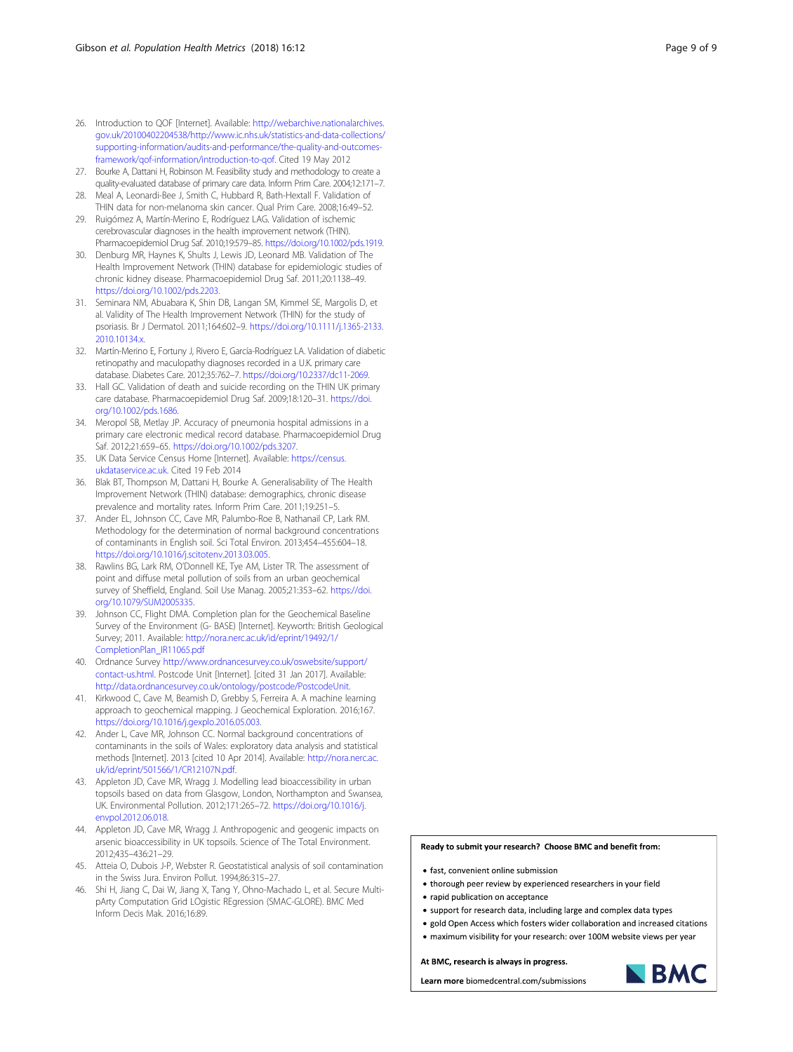26. Introduction to QOF [Internet]. Available: http://webarchive.nationalarchives.gov.uk/20100402204538/http://www.ic.nhs.uk/statistics-and-data-collections/supporting-information/audits-and-performance/the-quality-and-outcomes-framework/qof-information/introduction-to-qof. Cited 19 May 2012
27. Bourke A, Dattani H, Robinson M. Feasibility study and methodology to create a quality-evaluated database of primary care data. Inform Prim Care. 2004;12:171–7.
28. Meal A, Leonardi-Bee J, Smith C, Hubbard R, Bath-Hextall F. Validation of THIN data for non-melanoma skin cancer. Qual Prim Care. 2008;16:49–52.
29. Ruigómez A, Martín-Merino E, Rodríguez LAG. Validation of ischemic cerebrovascular diagnoses in the health improvement network (THIN). Pharmacoepidemiol Drug Saf. 2010;19:579–85. https://doi.org/10.1002/pds.1919.
30. Denburg MR, Haynes K, Shults J, Lewis JD, Leonard MB. Validation of The Health Improvement Network (THIN) database for epidemiologic studies of chronic kidney disease. Pharmacoepidemiol Drug Saf. 2011;20:1138–49. https://doi.org/10.1002/pds.2203.
31. Seminara NM, Abuabara K, Shin DB, Langan SM, Kimmel SE, Margolis D, et al. Validity of The Health Improvement Network (THIN) for the study of psoriasis. Br J Dermatol. 2011;164:602–9. https://doi.org/10.1111/j.1365-2133.2010.10134.x.
32. Martín-Merino E, Fortuny J, Rivero E, García-Rodríguez LA. Validation of diabetic retinopathy and maculopathy diagnoses recorded in a U.K. primary care database. Diabetes Care. 2012;35:762–7. https://doi.org/10.2337/dc11-2069.
33. Hall GC. Validation of death and suicide recording on the THIN UK primary care database. Pharmacoepidemiol Drug Saf. 2009;18:120–31. https://doi.org/10.1002/pds.1686.
34. Meropol SB, Metlay JP. Accuracy of pneumonia hospital admissions in a primary care electronic medical record database. Pharmacoepidemiol Drug Saf. 2012;21:659–65. https://doi.org/10.1002/pds.3207.
35. UK Data Service Census Home [Internet]. Available: https://census.ukdataservice.ac.uk. Cited 19 Feb 2014
36. Blak BT, Thompson M, Dattani H, Bourke A. Generalisability of The Health Improvement Network (THIN) database: demographics, chronic disease prevalence and mortality rates. Inform Prim Care. 2011;19:251–5.
37. Ander EL, Johnson CC, Cave MR, Palumbo-Roe B, Nathanail CP, Lark RM. Methodology for the determination of normal background concentrations of contaminants in English soil. Sci Total Environ. 2013;454–455:604–18. https://doi.org/10.1016/j.scitotenv.2013.03.005.
38. Rawlins BG, Lark RM, O'Donnell KE, Tye AM, Lister TR. The assessment of point and diffuse metal pollution of soils from an urban geochemical survey of Sheffield, England. Soil Use Manag. 2005;21:353–62. https://doi.org/10.1079/SUM2005335.
39. Johnson CC, Flight DMA. Completion plan for the Geochemical Baseline Survey of the Environment (G- BASE) [Internet]. Keyworth: British Geological Survey; 2011. Available: http://nora.nerc.ac.uk/id/eprint/19492/1/CompletionPlan_IR11065.pdf
40. Ordnance Survey http://www.ordnancesurvey.co.uk/oswebsite/support/contact-us.html. Postcode Unit [Internet]. [cited 31 Jan 2017]. Available: http://data.ordnancesurvey.co.uk/ontology/postcode/PostcodeUnit.
41. Kirkwood C, Cave M, Beamish D, Grebby S, Ferreira A. A machine learning approach to geochemical mapping. J Geochemical Exploration. 2016;167. https://doi.org/10.1016/j.gexplo.2016.05.003.
42. Ander L, Cave MR, Johnson CC. Normal background concentrations of contaminants in the soils of Wales: exploratory data analysis and statistical methods [Internet]. 2013 [cited 10 Apr 2014]. Available: http://nora.nerc.ac.uk/id/eprint/501566/1/CR12107N.pdf.
43. Appleton JD, Cave MR, Wragg J. Modelling lead bioaccessibility in urban topsoils based on data from Glasgow, London, Northampton and Swansea, UK. Environmental Pollution. 2012;171:265–72. https://doi.org/10.1016/j.envpol.2012.06.018.
44. Appleton JD, Cave MR, Wragg J. Anthropogenic and geogenic impacts on arsenic bioaccessibility in UK topsoils. Science of The Total Environment. 2012;435–436:21–29.
45. Atteia O, Dubois J-P, Webster R. Geostatistical analysis of soil contamination in the Swiss Jura. Environ Pollut. 1994;86:315–27.
46. Shi H, Jiang C, Dai W, Jiang X, Tang Y, Ohno-Machado L, et al. Secure Multi-pArty Computation Grid LOgistic REgression (SMAC-GLORE). BMC Med Inform Decis Mak. 2016;16:89.

**Ready to submit your research? Choose BMC and benefit from:**

- fast, convenient online submission
- thorough peer review by experienced researchers in your field
- rapid publication on acceptance
- support for research data, including large and complex data types
- gold Open Access which fosters wider collaboration and increased citations
- maximum visibility for your research: over 100M website views per year

**At BMC, research is always in progress.**

**Learn more** biomedcentral.com/submissions

BMC